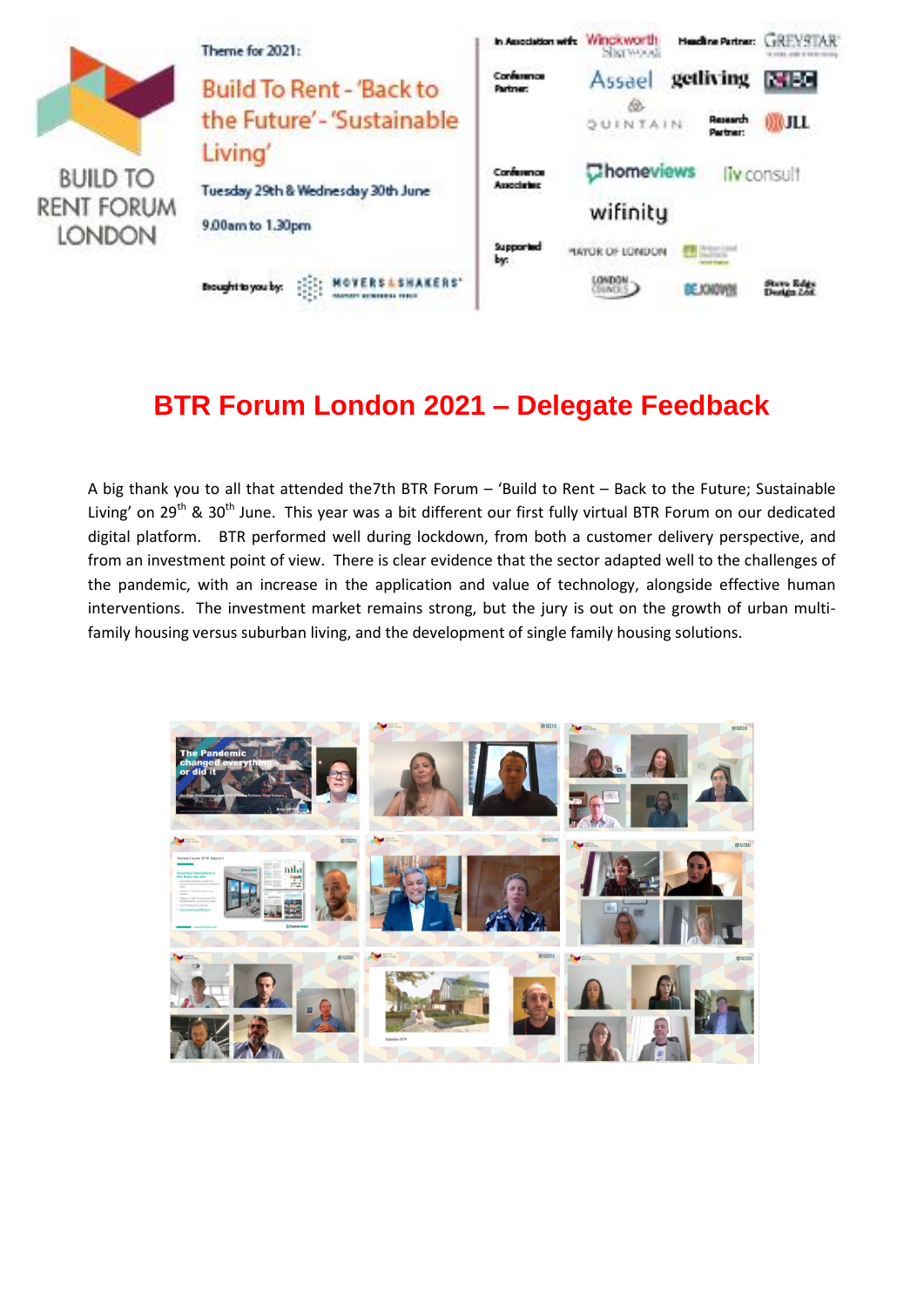BUILD TO RENT FORUM LONDON

Theme for 2021:

Build To Rent - 'Back to the Future' - 'Sustainable Living'

Tuesday 29th & Wednesday 30th June

9.00am to 1.30pm

Brought to you by: MOVERS & SHAKERS

In Association with: Winckworth Sherwood

Headline Partner: GREYSTAR

Conference Partner: Assael, getliving, NHBC, QUINTAIN

Research Partner: JLL

Conference Associates: homeviews, liv consult, wifinity

Supported by: MAYOR OF LONDON, LONDON COUNCILS, BE:KNOWN, Stone Ridge Design Ltd

# BTR Forum London 2021 – Delegate Feedback

A big thank you to all that attended the7th BTR Forum – 'Build to Rent – Back to the Future; Sustainable Living' on 29th & 30th June. This year was a bit different our first fully virtual BTR Forum on our dedicated digital platform. BTR performed well during lockdown, from both a customer delivery perspective, and from an investment point of view. There is clear evidence that the sector adapted well to the challenges of the pandemic, with an increase in the application and value of technology, alongside effective human interventions. The investment market remains strong, but the jury is out on the growth of urban multi-family housing versus suburban living, and the development of single family housing solutions.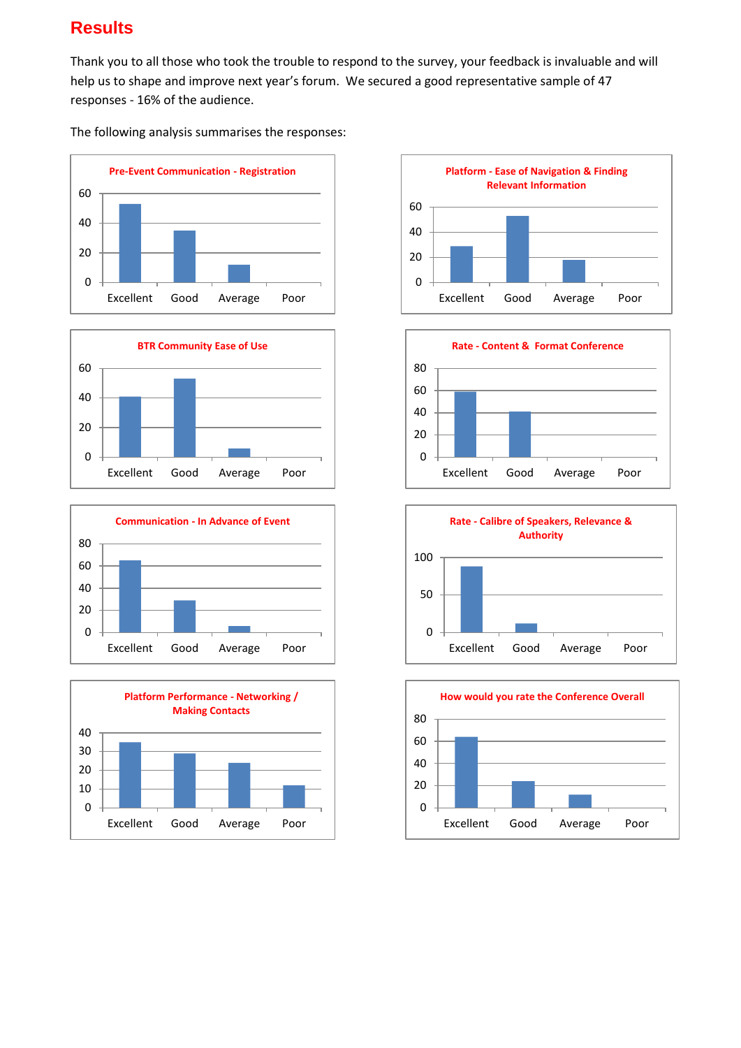# Results

Thank you to all those who took the trouble to respond to the survey, your feedback is invaluable and will help us to shape and improve next year's forum. We secured a good representative sample of 47 responses - 16% of the audience.

The following analysis summarises the responses:

**Pre-Event Communication - Registration**

**Platform - Ease of Navigation & Finding Relevant Information**

**BTR Community Ease of Use**

**Rate - Content & Format Conference**

**Communication - In Advance of Event**

**Rate - Calibre of Speakers, Relevance & Authority**

**Platform Performance - Networking / Making Contacts**

**How would you rate the Conference Overall**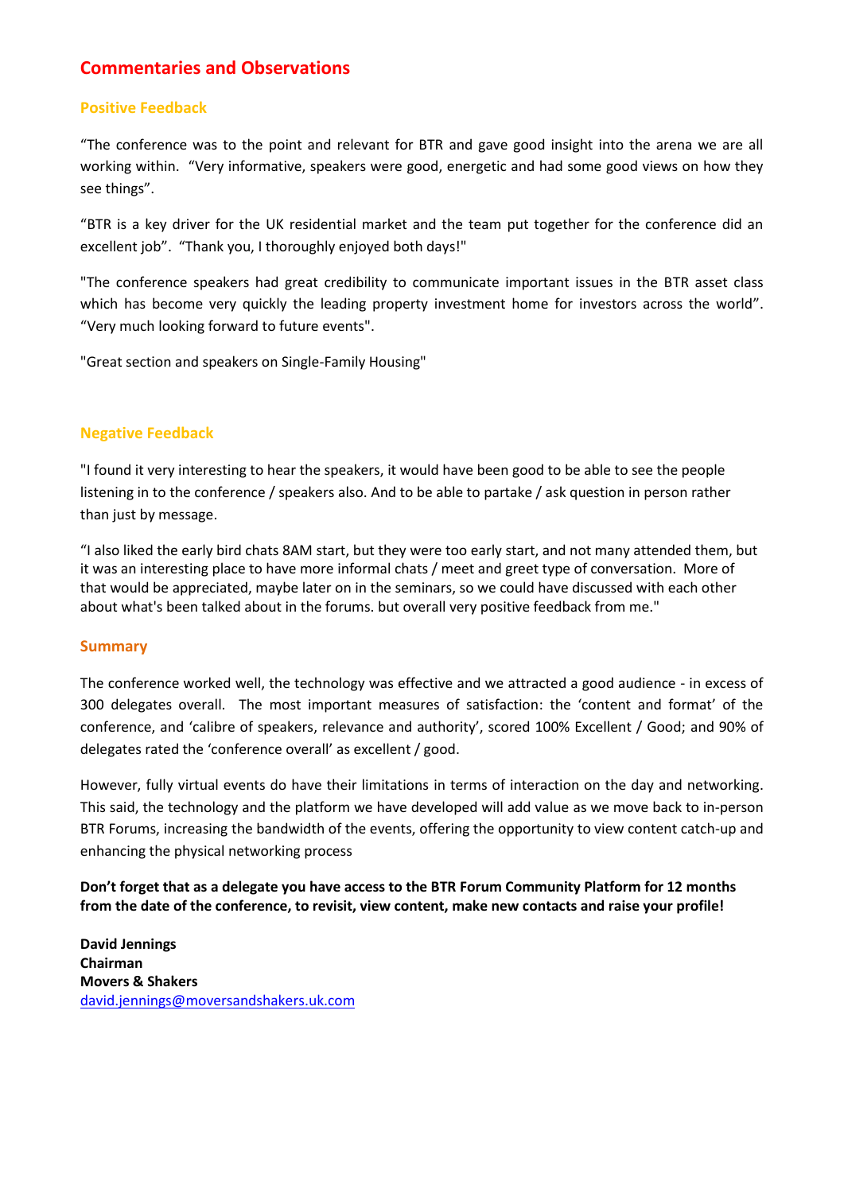## Commentaries and Observations

### Positive Feedback

“The conference was to the point and relevant for BTR and gave good insight into the arena we are all working within. “Very informative, speakers were good, energetic and had some good views on how they see things”.

“BTR is a key driver for the UK residential market and the team put together for the conference did an excellent job”. “Thank you, I thoroughly enjoyed both days!"

"The conference speakers had great credibility to communicate important issues in the BTR asset class which has become very quickly the leading property investment home for investors across the world”. “Very much looking forward to future events".

"Great section and speakers on Single-Family Housing"

### Negative Feedback

"I found it very interesting to hear the speakers, it would have been good to be able to see the people listening in to the conference / speakers also. And to be able to partake / ask question in person rather than just by message.

“I also liked the early bird chats 8AM start, but they were too early start, and not many attended them, but it was an interesting place to have more informal chats / meet and greet type of conversation. More of that would be appreciated, maybe later on in the seminars, so we could have discussed with each other about what's been talked about in the forums. but overall very positive feedback from me."

### Summary

The conference worked well, the technology was effective and we attracted a good audience - in excess of 300 delegates overall. The most important measures of satisfaction: the ‘content and format’ of the conference, and ‘calibre of speakers, relevance and authority’, scored 100% Excellent / Good; and 90% of delegates rated the ‘conference overall’ as excellent / good.

However, fully virtual events do have their limitations in terms of interaction on the day and networking. This said, the technology and the platform we have developed will add value as we move back to in-person BTR Forums, increasing the bandwidth of the events, offering the opportunity to view content catch-up and enhancing the physical networking process

**Don’t forget that as a delegate you have access to the BTR Forum Community Platform for 12 months from the date of the conference, to revisit, view content, make new contacts and raise your profile!**

**David Jennings**
**Chairman**
**Movers & Shakers**
david.jennings@moversandshakers.uk.com